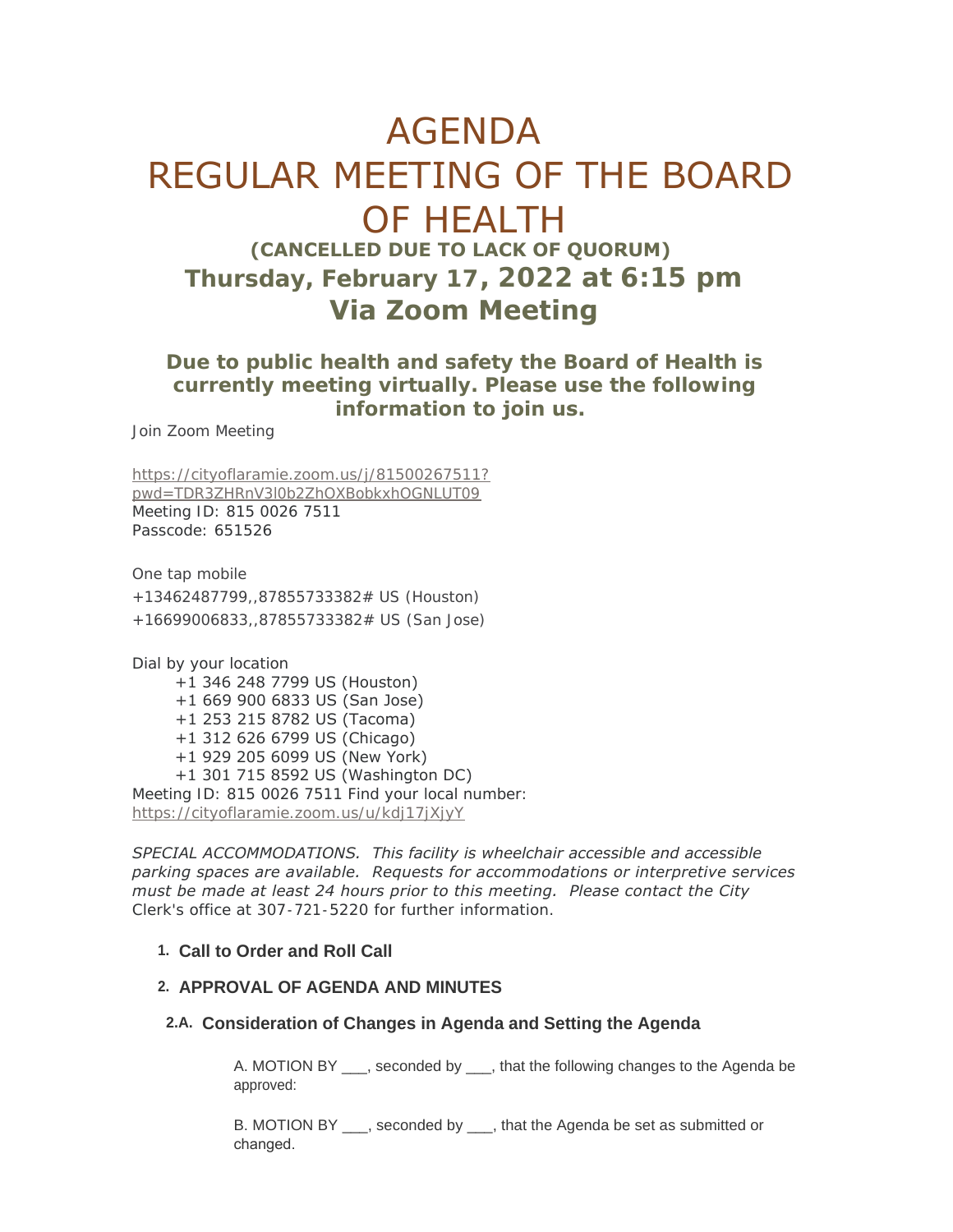# AGENDA
# REGULAR MEETING OF THE BOARD OF HEALTH

## (CANCELLED DUE TO LACK OF QUORUM)

## Thursday, February 17, 2022 at 6:15 pm

## Via Zoom Meeting

### Due to public health and safety the Board of Health is currently meeting virtually. Please use the following information to join us.

Join Zoom Meeting

https://cityoflaramie.zoom.us/j/81500267511?pwd=TDR3ZHRnV3l0b2ZhOXBobkxhOGNLUT09
Meeting ID: 815 0026 7511
Passcode: 651526

One tap mobile
+13462487799,,87855733382# US (Houston)
+16699006833,,87855733382# US (San Jose)

Dial by your location
+1 346 248 7799 US (Houston)
+1 669 900 6833 US (San Jose)
+1 253 215 8782 US (Tacoma)
+1 312 626 6799 US (Chicago)
+1 929 205 6099 US (New York)
+1 301 715 8592 US (Washington DC)
Meeting ID: 815 0026 7511 Find your local number:
https://cityoflaramie.zoom.us/u/kdj17jXjyY

*SPECIAL ACCOMMODATIONS. This facility is wheelchair accessible and accessible parking spaces are available. Requests for accommodations or interpretive services must be made at least 24 hours prior to this meeting. Please contact the City* Clerk's office at 307-721-5220 for further information.

1. **Call to Order and Roll Call**

2. **APPROVAL OF AGENDA AND MINUTES**

**2.A. Consideration of Changes in Agenda and Setting the Agenda**

A. MOTION BY ___, seconded by ___, that the following changes to the Agenda be approved:

B. MOTION BY ___, seconded by ___, that the Agenda be set as submitted or changed.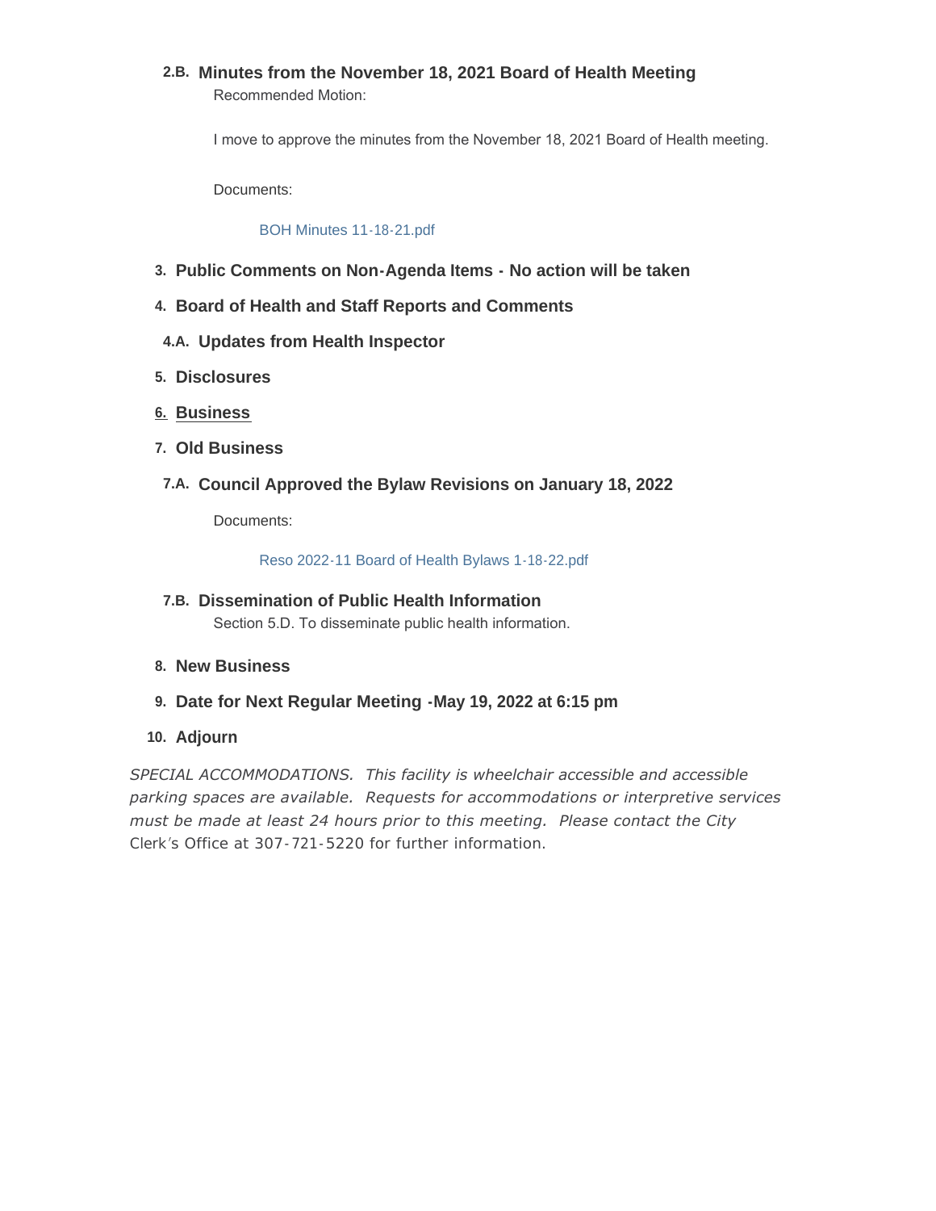**2.B. Minutes from the November 18, 2021 Board of Health Meeting**

Recommended Motion:

I move to approve the minutes from the November 18, 2021 Board of Health meeting.

Documents:

BOH Minutes 11-18-21.pdf

**3. Public Comments on Non-Agenda Items - No action will be taken**

**4. Board of Health and Staff Reports and Comments**

**4.A. Updates from Health Inspector**

**5. Disclosures**

**6. Business**

**7. Old Business**

**7.A. Council Approved the Bylaw Revisions on January 18, 2022**

Documents:

Reso 2022-11 Board of Health Bylaws 1-18-22.pdf

**7.B. Dissemination of Public Health Information**

Section 5.D. To disseminate public health information.

**8. New Business**

**9. Date for Next Regular Meeting -May 19, 2022 at 6:15 pm**

**10. Adjourn**

*SPECIAL ACCOMMODATIONS. This facility is wheelchair accessible and accessible parking spaces are available. Requests for accommodations or interpretive services must be made at least 24 hours prior to this meeting. Please contact the City* Clerk's Office at 307-721-5220 for further information.